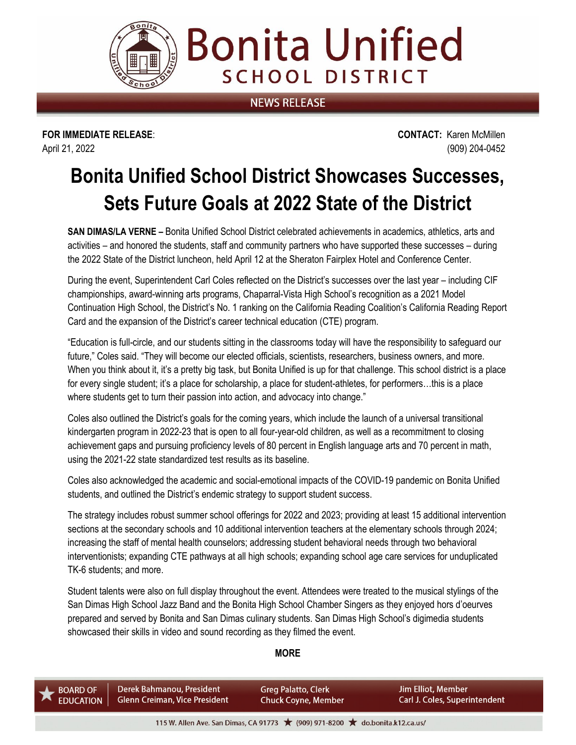# Bonita Unified SCHOOL DISTRICT

NEWS RELEASE

**FOR IMMEDIATE RELEASE**:
April 21, 2022

**CONTACT:** Karen McMillen
(909) 204-0452

# Bonita Unified School District Showcases Successes, Sets Future Goals at 2022 State of the District

**SAN DIMAS/LA VERNE –** Bonita Unified School District celebrated achievements in academics, athletics, arts and activities – and honored the students, staff and community partners who have supported these successes – during the 2022 State of the District luncheon, held April 12 at the Sheraton Fairplex Hotel and Conference Center.

During the event, Superintendent Carl Coles reflected on the District's successes over the last year – including CIF championships, award-winning arts programs, Chaparral-Vista High School's recognition as a 2021 Model Continuation High School, the District's No. 1 ranking on the California Reading Coalition's California Reading Report Card and the expansion of the District's career technical education (CTE) program.

"Education is full-circle, and our students sitting in the classrooms today will have the responsibility to safeguard our future," Coles said. "They will become our elected officials, scientists, researchers, business owners, and more. When you think about it, it's a pretty big task, but Bonita Unified is up for that challenge. This school district is a place for every single student; it's a place for scholarship, a place for student-athletes, for performers…this is a place where students get to turn their passion into action, and advocacy into change."

Coles also outlined the District's goals for the coming years, which include the launch of a universal transitional kindergarten program in 2022-23 that is open to all four-year-old children, as well as a recommitment to closing achievement gaps and pursuing proficiency levels of 80 percent in English language arts and 70 percent in math, using the 2021-22 state standardized test results as its baseline.

Coles also acknowledged the academic and social-emotional impacts of the COVID-19 pandemic on Bonita Unified students, and outlined the District's endemic strategy to support student success.

The strategy includes robust summer school offerings for 2022 and 2023; providing at least 15 additional intervention sections at the secondary schools and 10 additional intervention teachers at the elementary schools through 2024; increasing the staff of mental health counselors; addressing student behavioral needs through two behavioral interventionists; expanding CTE pathways at all high schools; expanding school age care services for unduplicated TK-6 students; and more.

Student talents were also on full display throughout the event. Attendees were treated to the musical stylings of the San Dimas High School Jazz Band and the Bonita High School Chamber Singers as they enjoyed hors d'oeurves prepared and served by Bonita and San Dimas culinary students. San Dimas High School's digimedia students showcased their skills in video and sound recording as they filmed the event.

**MORE**

BOARD OF EDUCATION: Derek Bahmanou, President; Glenn Creiman, Vice President; Greg Palatto, Clerk; Chuck Coyne, Member; Jim Elliot, Member; Carl J. Coles, Superintendent

115 W. Allen Ave. San Dimas, CA 91773 ★ (909) 971-8200 ★ do.bonita.k12.ca.us/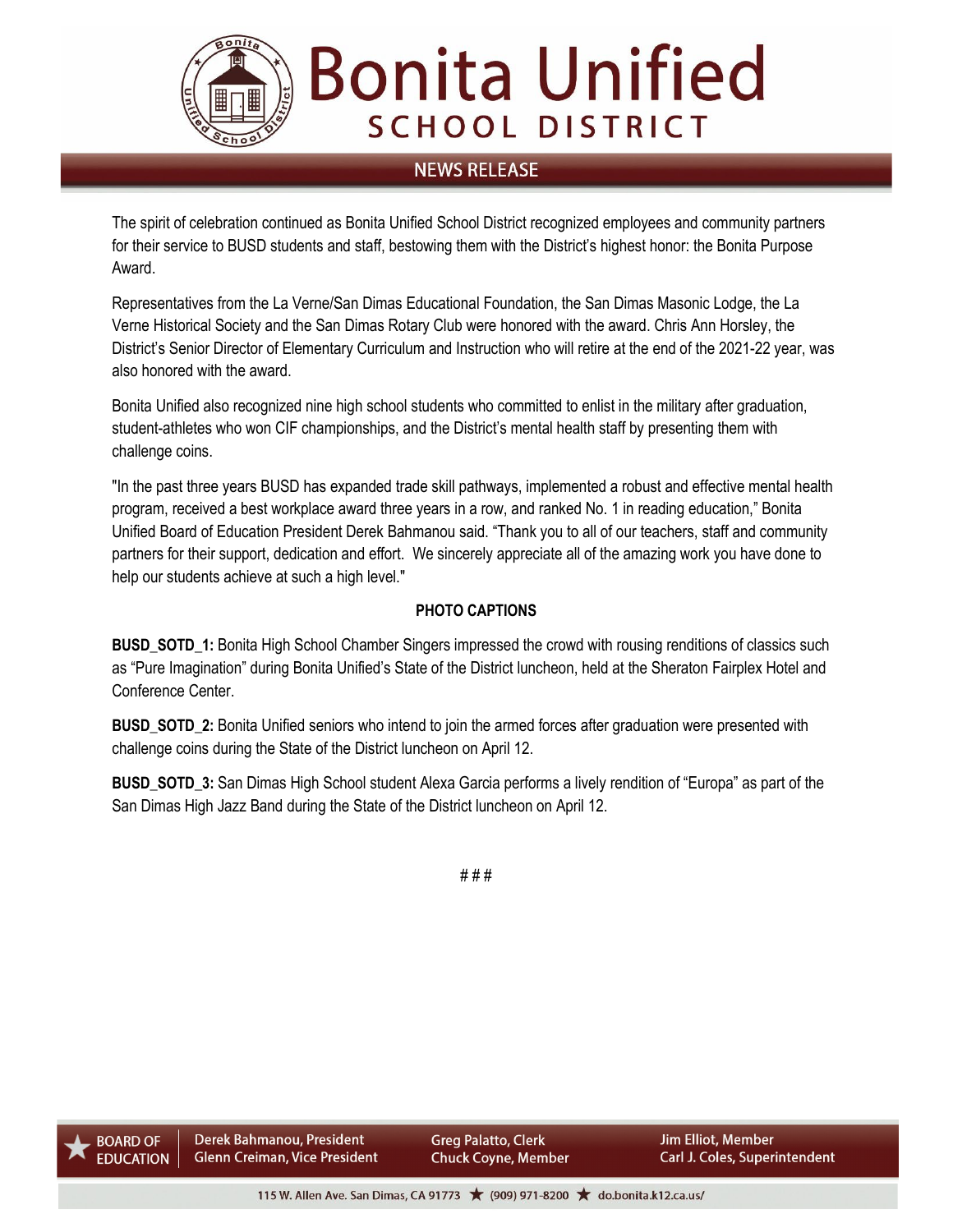The spirit of celebration continued as Bonita Unified School District recognized employees and community partners for their service to BUSD students and staff, bestowing them with the District's highest honor: the Bonita Purpose Award.

Representatives from the La Verne/San Dimas Educational Foundation, the San Dimas Masonic Lodge, the La Verne Historical Society and the San Dimas Rotary Club were honored with the award. Chris Ann Horsley, the District's Senior Director of Elementary Curriculum and Instruction who will retire at the end of the 2021-22 year, was also honored with the award.

Bonita Unified also recognized nine high school students who committed to enlist in the military after graduation, student-athletes who won CIF championships, and the District's mental health staff by presenting them with challenge coins.

"In the past three years BUSD has expanded trade skill pathways, implemented a robust and effective mental health program, received a best workplace award three years in a row, and ranked No. 1 in reading education," Bonita Unified Board of Education President Derek Bahmanou said. "Thank you to all of our teachers, staff and community partners for their support, dedication and effort. We sincerely appreciate all of the amazing work you have done to help our students achieve at such a high level."

**PHOTO CAPTIONS**

**BUSD_SOTD_1:** Bonita High School Chamber Singers impressed the crowd with rousing renditions of classics such as "Pure Imagination" during Bonita Unified's State of the District luncheon, held at the Sheraton Fairplex Hotel and Conference Center.

**BUSD_SOTD_2:** Bonita Unified seniors who intend to join the armed forces after graduation were presented with challenge coins during the State of the District luncheon on April 12.

**BUSD_SOTD_3:** San Dimas High School student Alexa Garcia performs a lively rendition of "Europa" as part of the San Dimas High Jazz Band during the State of the District luncheon on April 12.

###